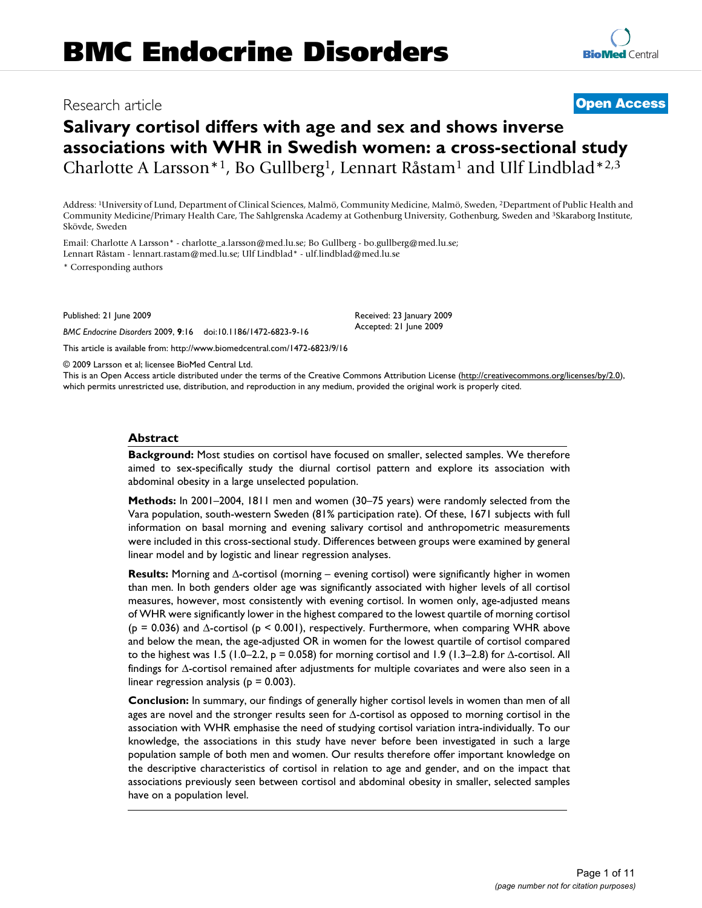# Salivary cortisol differs with age and sex and shows inverse associations with WHR in Swedish women: a cross-sectional study

Research article

**Open Access**

Charlotte A Larsson*[1], Bo Gullberg[1], Lennart Råstam[1] and Ulf Lindblad*[2,3]

Address: [1]University of Lund, Department of Clinical Sciences, Malmö, Community Medicine, Malmö, Sweden, [2]Department of Public Health and Community Medicine/Primary Health Care, The Sahlgrenska Academy at Gothenburg University, Gothenburg, Sweden and [3]Skaraborg Institute, Skövde, Sweden

Email: Charlotte A Larsson* - charlotte_a.larsson@med.lu.se; Bo Gullberg - bo.gullberg@med.lu.se; Lennart Råstam - lennart.rastam@med.lu.se; Ulf Lindblad* - ulf.lindblad@med.lu.se

\* Corresponding authors

Published: 21 June 2009

*BMC Endocrine Disorders* 2009, **9**:16 doi:10.1186/1472-6823-9-16

Received: 23 January 2009
Accepted: 21 June 2009

This article is available from: http://www.biomedcentral.com/1472-6823/9/16

© 2009 Larsson et al; licensee BioMed Central Ltd.
This is an Open Access article distributed under the terms of the Creative Commons Attribution License (http://creativecommons.org/licenses/by/2.0), which permits unrestricted use, distribution, and reproduction in any medium, provided the original work is properly cited.

## Abstract

**Background:** Most studies on cortisol have focused on smaller, selected samples. We therefore aimed to sex-specifically study the diurnal cortisol pattern and explore its association with abdominal obesity in a large unselected population.

**Methods:** In 2001–2004, 1811 men and women (30–75 years) were randomly selected from the Vara population, south-western Sweden (81% participation rate). Of these, 1671 subjects with full information on basal morning and evening salivary cortisol and anthropometric measurements were included in this cross-sectional study. Differences between groups were examined by general linear model and by logistic and linear regression analyses.

**Results:** Morning and Δ-cortisol (morning – evening cortisol) were significantly higher in women than men. In both genders older age was significantly associated with higher levels of all cortisol measures, however, most consistently with evening cortisol. In women only, age-adjusted means of WHR were significantly lower in the highest compared to the lowest quartile of morning cortisol ($p = 0.036$) and Δ-cortisol ($p < 0.001$), respectively. Furthermore, when comparing WHR above and below the mean, the age-adjusted OR in women for the lowest quartile of cortisol compared to the highest was 1.5 (1.0–2.2, $p = 0.058$) for morning cortisol and 1.9 (1.3–2.8) for Δ-cortisol. All findings for Δ-cortisol remained after adjustments for multiple covariates and were also seen in a linear regression analysis ($p = 0.003$).

**Conclusion:** In summary, our findings of generally higher cortisol levels in women than men of all ages are novel and the stronger results seen for Δ-cortisol as opposed to morning cortisol in the association with WHR emphasise the need of studying cortisol variation intra-individually. To our knowledge, the associations in this study have never before been investigated in such a large population sample of both men and women. Our results therefore offer important knowledge on the descriptive characteristics of cortisol in relation to age and gender, and on the impact that associations previously seen between cortisol and abdominal obesity in smaller, selected samples have on a population level.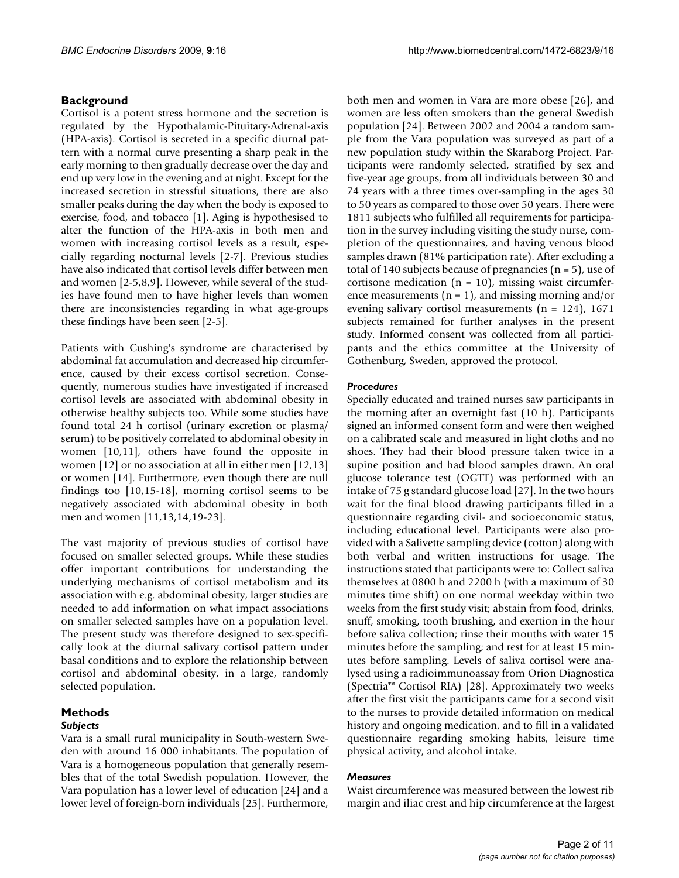## Background

Cortisol is a potent stress hormone and the secretion is regulated by the Hypothalamic-Pituitary-Adrenal-axis (HPA-axis). Cortisol is secreted in a specific diurnal pattern with a normal curve presenting a sharp peak in the early morning to then gradually decrease over the day and end up very low in the evening and at night. Except for the increased secretion in stressful situations, there are also smaller peaks during the day when the body is exposed to exercise, food, and tobacco [1]. Aging is hypothesised to alter the function of the HPA-axis in both men and women with increasing cortisol levels as a result, especially regarding nocturnal levels [2-7]. Previous studies have also indicated that cortisol levels differ between men and women [2-5,8,9]. However, while several of the studies have found men to have higher levels than women there are inconsistencies regarding in what age-groups these findings have been seen [2-5].

Patients with Cushing's syndrome are characterised by abdominal fat accumulation and decreased hip circumference, caused by their excess cortisol secretion. Consequently, numerous studies have investigated if increased cortisol levels are associated with abdominal obesity in otherwise healthy subjects too. While some studies have found total 24 h cortisol (urinary excretion or plasma/serum) to be positively correlated to abdominal obesity in women [10,11], others have found the opposite in women [12] or no association at all in either men [12,13] or women [14]. Furthermore, even though there are null findings too [10,15-18], morning cortisol seems to be negatively associated with abdominal obesity in both men and women [11,13,14,19-23].

The vast majority of previous studies of cortisol have focused on smaller selected groups. While these studies offer important contributions for understanding the underlying mechanisms of cortisol metabolism and its association with e.g. abdominal obesity, larger studies are needed to add information on what impact associations on smaller selected samples have on a population level. The present study was therefore designed to sex-specifically look at the diurnal salivary cortisol pattern under basal conditions and to explore the relationship between cortisol and abdominal obesity, in a large, randomly selected population.

## Methods

### *Subjects*

Vara is a small rural municipality in South-western Sweden with around 16 000 inhabitants. The population of Vara is a homogeneous population that generally resembles that of the total Swedish population. However, the Vara population has a lower level of education [24] and a lower level of foreign-born individuals [25]. Furthermore, both men and women in Vara are more obese [26], and women are less often smokers than the general Swedish population [24]. Between 2002 and 2004 a random sample from the Vara population was surveyed as part of a new population study within the Skaraborg Project. Participants were randomly selected, stratified by sex and five-year age groups, from all individuals between 30 and 74 years with a three times over-sampling in the ages 30 to 50 years as compared to those over 50 years. There were 1811 subjects who fulfilled all requirements for participation in the survey including visiting the study nurse, completion of the questionnaires, and having venous blood samples drawn (81% participation rate). After excluding a total of 140 subjects because of pregnancies (n = 5), use of cortisone medication (n = 10), missing waist circumference measurements (n = 1), and missing morning and/or evening salivary cortisol measurements (n = 124), 1671 subjects remained for further analyses in the present study. Informed consent was collected from all participants and the ethics committee at the University of Gothenburg, Sweden, approved the protocol.

### *Procedures*

Specially educated and trained nurses saw participants in the morning after an overnight fast (10 h). Participants signed an informed consent form and were then weighed on a calibrated scale and measured in light cloths and no shoes. They had their blood pressure taken twice in a supine position and had blood samples drawn. An oral glucose tolerance test (OGTT) was performed with an intake of 75 g standard glucose load [27]. In the two hours wait for the final blood drawing participants filled in a questionnaire regarding civil- and socioeconomic status, including educational level. Participants were also provided with a Salivette sampling device (cotton) along with both verbal and written instructions for usage. The instructions stated that participants were to: Collect saliva themselves at 0800 h and 2200 h (with a maximum of 30 minutes time shift) on one normal weekday within two weeks from the first study visit; abstain from food, drinks, snuff, smoking, tooth brushing, and exertion in the hour before saliva collection; rinse their mouths with water 15 minutes before the sampling; and rest for at least 15 minutes before sampling. Levels of saliva cortisol were analysed using a radioimmunoassay from Orion Diagnostica (Spectria™ Cortisol RIA) [28]. Approximately two weeks after the first visit the participants came for a second visit to the nurses to provide detailed information on medical history and ongoing medication, and to fill in a validated questionnaire regarding smoking habits, leisure time physical activity, and alcohol intake.

### *Measures*

Waist circumference was measured between the lowest rib margin and iliac crest and hip circumference at the largest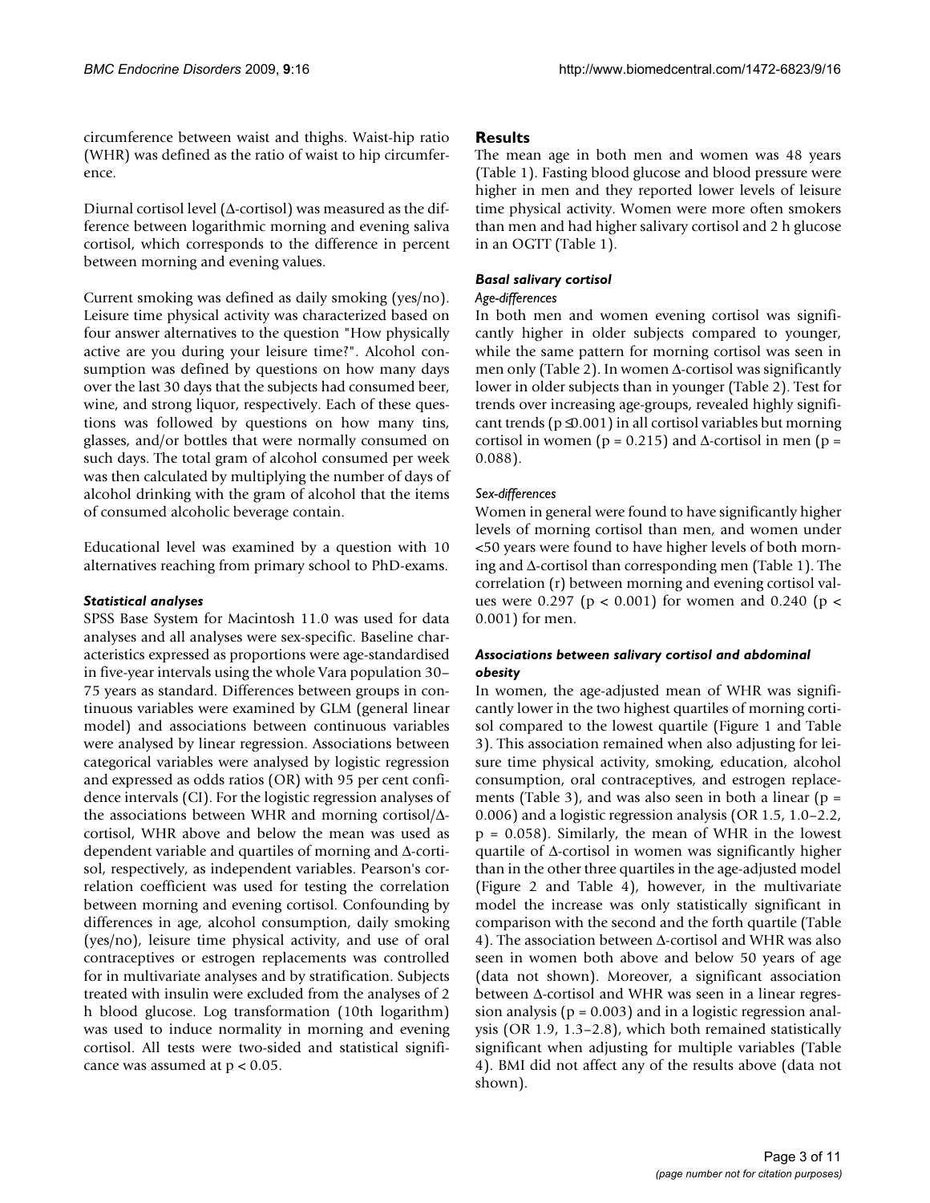circumference between waist and thighs. Waist-hip ratio (WHR) was defined as the ratio of waist to hip circumference.

Diurnal cortisol level (Δ-cortisol) was measured as the difference between logarithmic morning and evening saliva cortisol, which corresponds to the difference in percent between morning and evening values.

Current smoking was defined as daily smoking (yes/no). Leisure time physical activity was characterized based on four answer alternatives to the question "How physically active are you during your leisure time?". Alcohol consumption was defined by questions on how many days over the last 30 days that the subjects had consumed beer, wine, and strong liquor, respectively. Each of these questions was followed by questions on how many tins, glasses, and/or bottles that were normally consumed on such days. The total gram of alcohol consumed per week was then calculated by multiplying the number of days of alcohol drinking with the gram of alcohol that the items of consumed alcoholic beverage contain.

Educational level was examined by a question with 10 alternatives reaching from primary school to PhD-exams.

### *Statistical analyses*

SPSS Base System for Macintosh 11.0 was used for data analyses and all analyses were sex-specific. Baseline characteristics expressed as proportions were age-standardised in five-year intervals using the whole Vara population 30–75 years as standard. Differences between groups in continuous variables were examined by GLM (general linear model) and associations between continuous variables were analysed by linear regression. Associations between categorical variables were analysed by logistic regression and expressed as odds ratios (OR) with 95 per cent confidence intervals (CI). For the logistic regression analyses of the associations between WHR and morning cortisol/Δ-cortisol, WHR above and below the mean was used as dependent variable and quartiles of morning and Δ-cortisol, respectively, as independent variables. Pearson's correlation coefficient was used for testing the correlation between morning and evening cortisol. Confounding by differences in age, alcohol consumption, daily smoking (yes/no), leisure time physical activity, and use of oral contraceptives or estrogen replacements was controlled for in multivariate analyses and by stratification. Subjects treated with insulin were excluded from the analyses of 2 h blood glucose. Log transformation (10th logarithm) was used to induce normality in morning and evening cortisol. All tests were two-sided and statistical significance was assumed at $p < 0.05$.

## Results

The mean age in both men and women was 48 years (Table 1). Fasting blood glucose and blood pressure were higher in men and they reported lower levels of leisure time physical activity. Women were more often smokers than men and had higher salivary cortisol and 2 h glucose in an OGTT (Table 1).

### *Basal salivary cortisol*

#### *Age-differences*

In both men and women evening cortisol was significantly higher in older subjects compared to younger, while the same pattern for morning cortisol was seen in men only (Table 2). In women Δ-cortisol was significantly lower in older subjects than in younger (Table 2). Test for trends over increasing age-groups, revealed highly significant trends ($p \leq 0.001$) in all cortisol variables but morning cortisol in women ($p = 0.215$) and Δ-cortisol in men ($p = 0.088$).

#### *Sex-differences*

Women in general were found to have significantly higher levels of morning cortisol than men, and women under <50 years were found to have higher levels of both morning and Δ-cortisol than corresponding men (Table 1). The correlation (r) between morning and evening cortisol values were 0.297 ($p < 0.001$) for women and 0.240 ($p < 0.001$) for men.

### *Associations between salivary cortisol and abdominal obesity*

In women, the age-adjusted mean of WHR was significantly lower in the two highest quartiles of morning cortisol compared to the lowest quartile (Figure 1 and Table 3). This association remained when also adjusting for leisure time physical activity, smoking, education, alcohol consumption, oral contraceptives, and estrogen replacements (Table 3), and was also seen in both a linear ($p = 0.006$) and a logistic regression analysis (OR 1.5, 1.0–2.2, $p = 0.058$). Similarly, the mean of WHR in the lowest quartile of Δ-cortisol in women was significantly higher than in the other three quartiles in the age-adjusted model (Figure 2 and Table 4), however, in the multivariate model the increase was only statistically significant in comparison with the second and the forth quartile (Table 4). The association between Δ-cortisol and WHR was also seen in women both above and below 50 years of age (data not shown). Moreover, a significant association between Δ-cortisol and WHR was seen in a linear regression analysis ($p = 0.003$) and in a logistic regression analysis (OR 1.9, 1.3–2.8), which both remained statistically significant when adjusting for multiple variables (Table 4). BMI did not affect any of the results above (data not shown).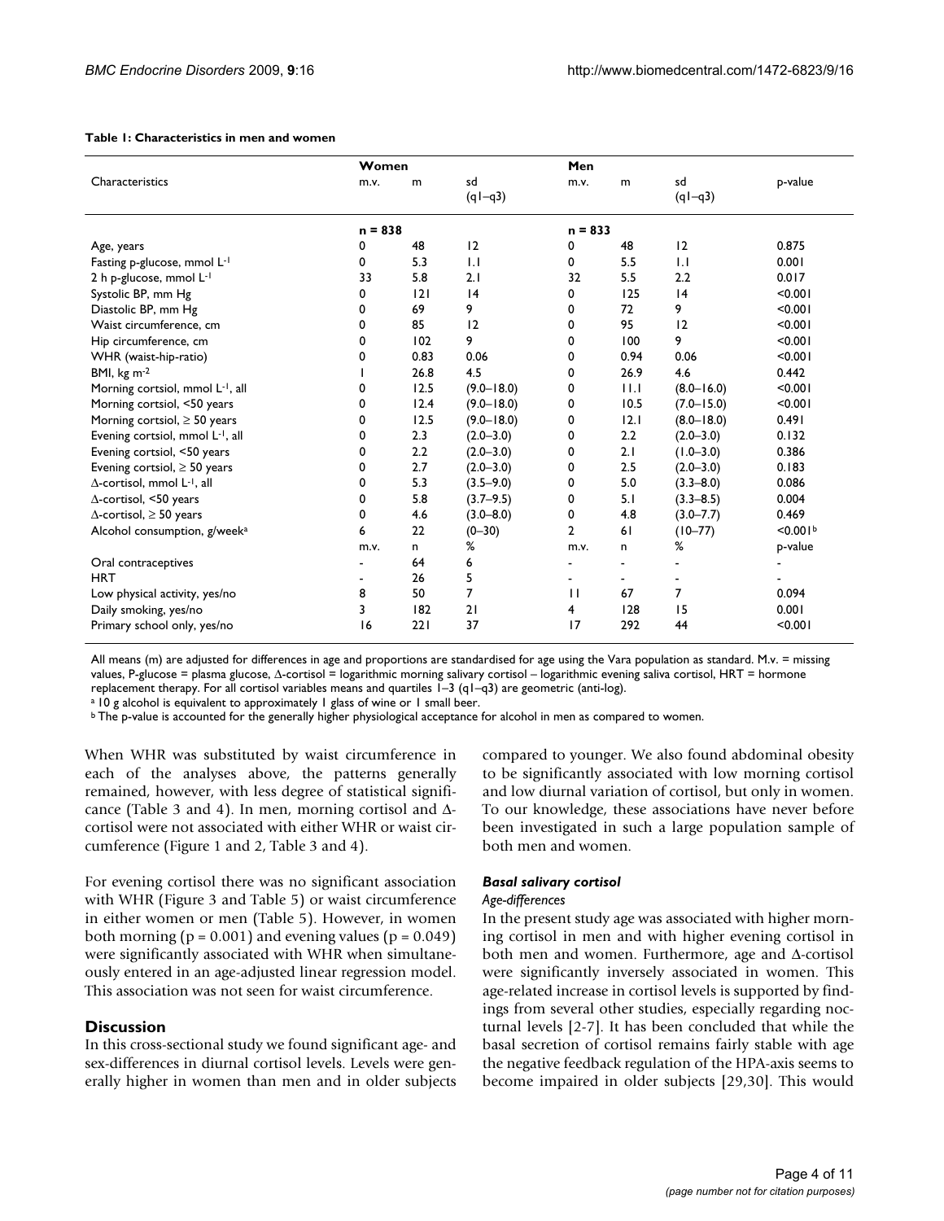**Table 1: Characteristics in men and women**

| Characteristics | Women | | | Men | | | p-value |
|---|---|---|---|---|---|---|---|
| | m.v. | m | sd (q1–q3) | m.v. | m | sd (q1–q3) | |
| | n = 838 | | | n = 833 | | | |
| Age, years | 0 | 48 | 12 | 0 | 48 | 12 | 0.875 |
| Fasting p-glucose, mmol $L^{-1}$ | 0 | 5.3 | 1.1 | 0 | 5.5 | 1.1 | 0.001 |
| 2 h p-glucose, mmol $L^{-1}$ | 33 | 5.8 | 2.1 | 32 | 5.5 | 2.2 | 0.017 |
| Systolic BP, mm Hg | 0 | 121 | 14 | 0 | 125 | 14 | <0.001 |
| Diastolic BP, mm Hg | 0 | 69 | 9 | 0 | 72 | 9 | <0.001 |
| Waist circumference, cm | 0 | 85 | 12 | 0 | 95 | 12 | <0.001 |
| Hip circumference, cm | 0 | 102 | 9 | 0 | 100 | 9 | <0.001 |
| WHR (waist-hip-ratio) | 0 | 0.83 | 0.06 | 0 | 0.94 | 0.06 | <0.001 |
| BMI, kg $m^{-2}$ | 1 | 26.8 | 4.5 | 0 | 26.9 | 4.6 | 0.442 |
| Morning cortsiol, mmol $L^{-1}$, all | 0 | 12.5 | (9.0–18.0) | 0 | 11.1 | (8.0–16.0) | <0.001 |
| Morning cortsiol, <50 years | 0 | 12.4 | (9.0–18.0) | 0 | 10.5 | (7.0–15.0) | <0.001 |
| Morning cortsiol, ≥ 50 years | 0 | 12.5 | (9.0–18.0) | 0 | 12.1 | (8.0–18.0) | 0.491 |
| Evening cortsiol, mmol $L^{-1}$, all | 0 | 2.3 | (2.0–3.0) | 0 | 2.2 | (2.0–3.0) | 0.132 |
| Evening cortsiol, <50 years | 0 | 2.2 | (2.0–3.0) | 0 | 2.1 | (1.0–3.0) | 0.386 |
| Evening cortsiol, ≥ 50 years | 0 | 2.7 | (2.0–3.0) | 0 | 2.5 | (2.0–3.0) | 0.183 |
| Δ-cortisol, mmol $L^{-1}$, all | 0 | 5.3 | (3.5–9.0) | 0 | 5.0 | (3.3–8.0) | 0.086 |
| Δ-cortisol, <50 years | 0 | 5.8 | (3.7–9.5) | 0 | 5.1 | (3.3–8.5) | 0.004 |
| Δ-cortisol, ≥ 50 years | 0 | 4.6 | (3.0–8.0) | 0 | 4.8 | (3.0–7.7) | 0.469 |
| Alcohol consumption, g/week[a] | 6 | 22 | (0–30) | 2 | 61 | (10–77) | <0.001[b] |
| | m.v. | n | % | m.v. | n | % | p-value |
| Oral contraceptives | - | 64 | 6 | - | - | - | - |
| HRT | - | 26 | 5 | - | - | - | - |
| Low physical activity, yes/no | 8 | 50 | 7 | 11 | 67 | 7 | 0.094 |
| Daily smoking, yes/no | 3 | 182 | 21 | 4 | 128 | 15 | 0.001 |
| Primary school only, yes/no | 16 | 221 | 37 | 17 | 292 | 44 | <0.001 |

All means (m) are adjusted for differences in age and proportions are standardised for age using the Vara population as standard. M.v. = missing values, P-glucose = plasma glucose, Δ-cortisol = logarithmic morning salivary cortisol – logarithmic evening saliva cortisol, HRT = hormone replacement therapy. For all cortisol variables means and quartiles 1–3 (q1–q3) are geometric (anti-log).

[a] 10 g alcohol is equivalent to approximately 1 glass of wine or 1 small beer.

[b] The p-value is accounted for the generally higher physiological acceptance for alcohol in men as compared to women.

When WHR was substituted by waist circumference in each of the analyses above, the patterns generally remained, however, with less degree of statistical significance (Table 3 and 4). In men, morning cortisol and Δ-cortisol were not associated with either WHR or waist circumference (Figure 1 and 2, Table 3 and 4).

For evening cortisol there was no significant association with WHR (Figure 3 and Table 5) or waist circumference in either women or men (Table 5). However, in women both morning ($p = 0.001$) and evening values ($p = 0.049$) were significantly associated with WHR when simultaneously entered in an age-adjusted linear regression model. This association was not seen for waist circumference.

## Discussion

In this cross-sectional study we found significant age- and sex-differences in diurnal cortisol levels. Levels were generally higher in women than men and in older subjects compared to younger. We also found abdominal obesity to be significantly associated with low morning cortisol and low diurnal variation of cortisol, but only in women. To our knowledge, these associations have never before been investigated in such a large population sample of both men and women.

### *Basal salivary cortisol*

#### *Age-differences*

In the present study age was associated with higher morning cortisol in men and with higher evening cortisol in both men and women. Furthermore, age and Δ-cortisol were significantly inversely associated in women. This age-related increase in cortisol levels is supported by findings from several other studies, especially regarding nocturnal levels [2-7]. It has been concluded that while the basal secretion of cortisol remains fairly stable with age the negative feedback regulation of the HPA-axis seems to become impaired in older subjects [29,30]. This would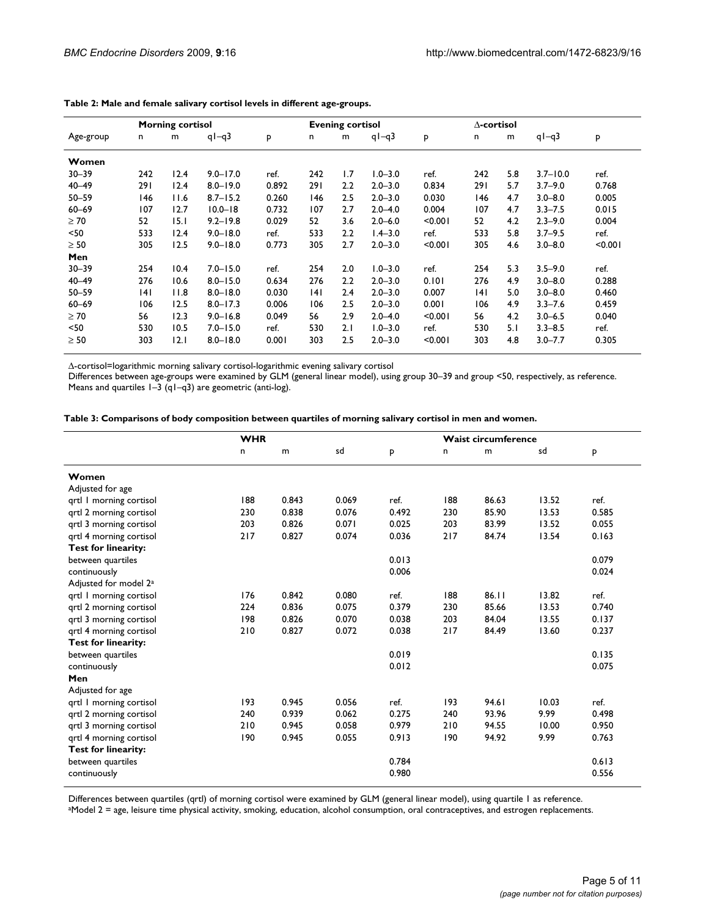**Table 2: Male and female salivary cortisol levels in different age-groups.**

| | Morning cortisol | | | | Evening cortisol | | | | Δ-cortisol | | | |
|---|---|---|---|---|---|---|---|---|---|---|---|---|
| Age-group | n | m | q1–q3 | p | n | m | q1–q3 | p | n | m | q1–q3 | p |
| **Women** | | | | | | | | | | | | |
| 30–39 | 242 | 12.4 | 9.0–17.0 | ref. | 242 | 1.7 | 1.0–3.0 | ref. | 242 | 5.8 | 3.7–10.0 | ref. |
| 40–49 | 291 | 12.4 | 8.0–19.0 | 0.892 | 291 | 2.2 | 2.0–3.0 | 0.834 | 291 | 5.7 | 3.7–9.0 | 0.768 |
| 50–59 | 146 | 11.6 | 8.7–15.2 | 0.260 | 146 | 2.5 | 2.0–3.0 | 0.030 | 146 | 4.7 | 3.0–8.0 | 0.005 |
| 60–69 | 107 | 12.7 | 10.0–18 | 0.732 | 107 | 2.7 | 2.0–4.0 | 0.004 | 107 | 4.7 | 3.3–7.5 | 0.015 |
| ≥ 70 | 52 | 15.1 | 9.2–19.8 | 0.029 | 52 | 3.6 | 2.0–6.0 | <0.001 | 52 | 4.2 | 2.3–9.0 | 0.004 |
| <50 | 533 | 12.4 | 9.0–18.0 | ref. | 533 | 2.2 | 1.4–3.0 | ref. | 533 | 5.8 | 3.7–9.5 | ref. |
| ≥ 50 | 305 | 12.5 | 9.0–18.0 | 0.773 | 305 | 2.7 | 2.0–3.0 | <0.001 | 305 | 4.6 | 3.0–8.0 | <0.001 |
| **Men** | | | | | | | | | | | | |
| 30–39 | 254 | 10.4 | 7.0–15.0 | ref. | 254 | 2.0 | 1.0–3.0 | ref. | 254 | 5.3 | 3.5–9.0 | ref. |
| 40–49 | 276 | 10.6 | 8.0–15.0 | 0.634 | 276 | 2.2 | 2.0–3.0 | 0.101 | 276 | 4.9 | 3.0–8.0 | 0.288 |
| 50–59 | 141 | 11.8 | 8.0–18.0 | 0.030 | 141 | 2.4 | 2.0–3.0 | 0.007 | 141 | 5.0 | 3.0–8.0 | 0.460 |
| 60–69 | 106 | 12.5 | 8.0–17.3 | 0.006 | 106 | 2.5 | 2.0–3.0 | 0.001 | 106 | 4.9 | 3.3–7.6 | 0.459 |
| ≥ 70 | 56 | 12.3 | 9.0–16.8 | 0.049 | 56 | 2.9 | 2.0–4.0 | <0.001 | 56 | 4.2 | 3.0–6.5 | 0.040 |
| <50 | 530 | 10.5 | 7.0–15.0 | ref. | 530 | 2.1 | 1.0–3.0 | ref. | 530 | 5.1 | 3.3–8.5 | ref. |
| ≥ 50 | 303 | 12.1 | 8.0–18.0 | 0.001 | 303 | 2.5 | 2.0–3.0 | <0.001 | 303 | 4.8 | 3.0–7.7 | 0.305 |

Δ-cortisol=logarithmic morning salivary cortisol-logarithmic evening salivary cortisol
Differences between age-groups were examined by GLM (general linear model), using group 30–39 and group <50, respectively, as reference.
Means and quartiles 1–3 (q1–q3) are geometric (anti-log).

**Table 3: Comparisons of body composition between quartiles of morning salivary cortisol in men and women.**

| | WHR | | | | Waist circumference | | | |
|---|---|---|---|---|---|---|---|---|
| | n | m | sd | p | n | m | sd | p |
| **Women** | | | | | | | | |
| Adjusted for age | | | | | | | | |
| qrtl 1 morning cortisol | 188 | 0.843 | 0.069 | ref. | 188 | 86.63 | 13.52 | ref. |
| qrtl 2 morning cortisol | 230 | 0.838 | 0.076 | 0.492 | 230 | 85.90 | 13.53 | 0.585 |
| qrtl 3 morning cortisol | 203 | 0.826 | 0.071 | 0.025 | 203 | 83.99 | 13.52 | 0.055 |
| qrtl 4 morning cortisol | 217 | 0.827 | 0.074 | 0.036 | 217 | 84.74 | 13.54 | 0.163 |
| **Test for linearity:** | | | | | | | | |
| between quartiles | | | | 0.013 | | | | 0.079 |
| continuously | | | | 0.006 | | | | 0.024 |
| Adjusted for model 2[a] | | | | | | | | |
| qrtl 1 morning cortisol | 176 | 0.842 | 0.080 | ref. | 188 | 86.11 | 13.82 | ref. |
| qrtl 2 morning cortisol | 224 | 0.836 | 0.075 | 0.379 | 230 | 85.66 | 13.53 | 0.740 |
| qrtl 3 morning cortisol | 198 | 0.826 | 0.070 | 0.038 | 203 | 84.04 | 13.55 | 0.137 |
| qrtl 4 morning cortisol | 210 | 0.827 | 0.072 | 0.038 | 217 | 84.49 | 13.60 | 0.237 |
| **Test for linearity:** | | | | | | | | |
| between quartiles | | | | 0.019 | | | | 0.135 |
| continuously | | | | 0.012 | | | | 0.075 |
| **Men** | | | | | | | | |
| Adjusted for age | | | | | | | | |
| qrtl 1 morning cortisol | 193 | 0.945 | 0.056 | ref. | 193 | 94.61 | 10.03 | ref. |
| qrtl 2 morning cortisol | 240 | 0.939 | 0.062 | 0.275 | 240 | 93.96 | 9.99 | 0.498 |
| qrtl 3 morning cortisol | 210 | 0.945 | 0.058 | 0.979 | 210 | 94.55 | 10.00 | 0.950 |
| qrtl 4 morning cortisol | 190 | 0.945 | 0.055 | 0.913 | 190 | 94.92 | 9.99 | 0.763 |
| **Test for linearity:** | | | | | | | | |
| between quartiles | | | | 0.784 | | | | 0.613 |
| continuously | | | | 0.980 | | | | 0.556 |

Differences between quartiles (qrtl) of morning cortisol were examined by GLM (general linear model), using quartile 1 as reference.
[a]Model 2 = age, leisure time physical activity, smoking, education, alcohol consumption, oral contraceptives, and estrogen replacements.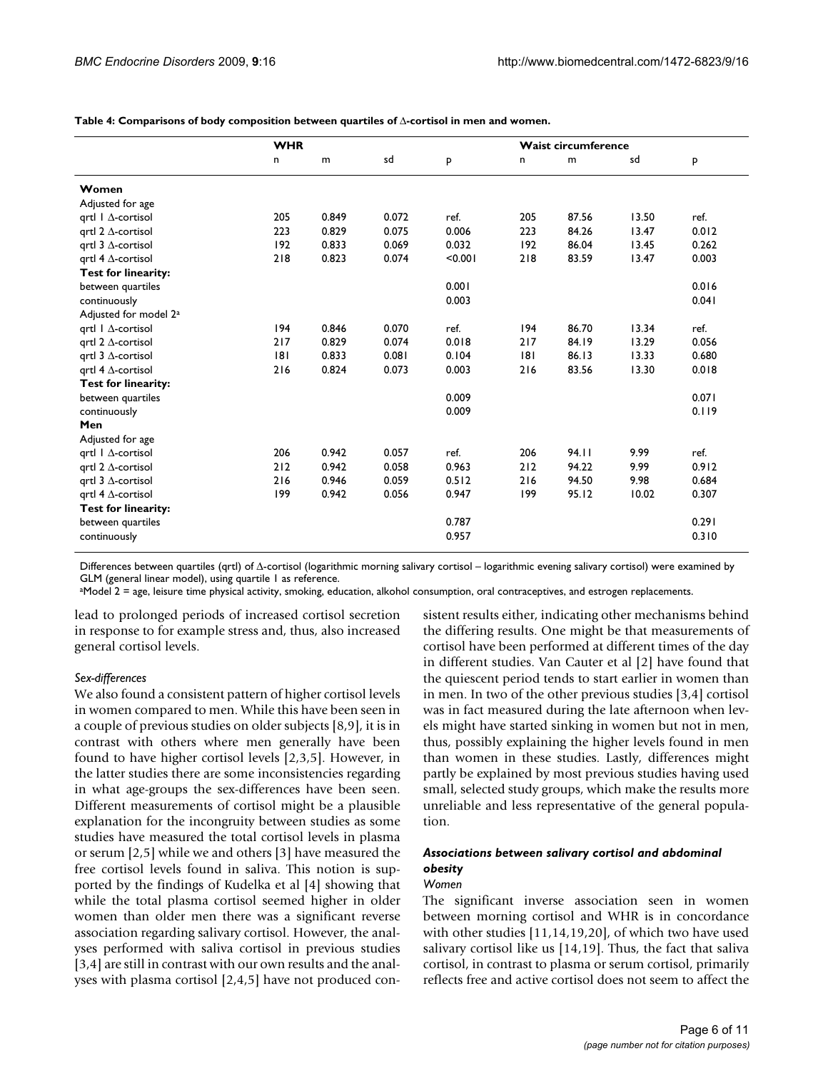**Table 4: Comparisons of body composition between quartiles of Δ-cortisol in men and women.**

| | WHR | | | | Waist circumference | | | |
|---|---|---|---|---|---|---|---|---|
| | n | m | sd | p | n | m | sd | p |
| **Women** | | | | | | | | |
| Adjusted for age | | | | | | | | |
| qrtl 1 Δ-cortisol | 205 | 0.849 | 0.072 | ref. | 205 | 87.56 | 13.50 | ref. |
| qrtl 2 Δ-cortisol | 223 | 0.829 | 0.075 | 0.006 | 223 | 84.26 | 13.47 | 0.012 |
| qrtl 3 Δ-cortisol | 192 | 0.833 | 0.069 | 0.032 | 192 | 86.04 | 13.45 | 0.262 |
| qrtl 4 Δ-cortisol | 218 | 0.823 | 0.074 | <0.001 | 218 | 83.59 | 13.47 | 0.003 |
| **Test for linearity:** | | | | | | | | |
| between quartiles | | | | 0.001 | | | | 0.016 |
| continuously | | | | 0.003 | | | | 0.041 |
| Adjusted for model 2[a] | | | | | | | | |
| qrtl 1 Δ-cortisol | 194 | 0.846 | 0.070 | ref. | 194 | 86.70 | 13.34 | ref. |
| qrtl 2 Δ-cortisol | 217 | 0.829 | 0.074 | 0.018 | 217 | 84.19 | 13.29 | 0.056 |
| qrtl 3 Δ-cortisol | 181 | 0.833 | 0.081 | 0.104 | 181 | 86.13 | 13.33 | 0.680 |
| qrtl 4 Δ-cortisol | 216 | 0.824 | 0.073 | 0.003 | 216 | 83.56 | 13.30 | 0.018 |
| **Test for linearity:** | | | | | | | | |
| between quartiles | | | | 0.009 | | | | 0.071 |
| continuously | | | | 0.009 | | | | 0.119 |
| **Men** | | | | | | | | |
| Adjusted for age | | | | | | | | |
| qrtl 1 Δ-cortisol | 206 | 0.942 | 0.057 | ref. | 206 | 94.11 | 9.99 | ref. |
| qrtl 2 Δ-cortisol | 212 | 0.942 | 0.058 | 0.963 | 212 | 94.22 | 9.99 | 0.912 |
| qrtl 3 Δ-cortisol | 216 | 0.946 | 0.059 | 0.512 | 216 | 94.50 | 9.98 | 0.684 |
| qrtl 4 Δ-cortisol | 199 | 0.942 | 0.056 | 0.947 | 199 | 95.12 | 10.02 | 0.307 |
| **Test for linearity:** | | | | | | | | |
| between quartiles | | | | 0.787 | | | | 0.291 |
| continuously | | | | 0.957 | | | | 0.310 |

Differences between quartiles (qrtl) of Δ-cortisol (logarithmic morning salivary cortisol – logarithmic evening salivary cortisol) were examined by GLM (general linear model), using quartile 1 as reference.
[a]Model 2 = age, leisure time physical activity, smoking, education, alkohol consumption, oral contraceptives, and estrogen replacements.

lead to prolonged periods of increased cortisol secretion in response to for example stress and, thus, also increased general cortisol levels.

*Sex-differences*

We also found a consistent pattern of higher cortisol levels in women compared to men. While this have been seen in a couple of previous studies on older subjects [8,9], it is in contrast with others where men generally have been found to have higher cortisol levels [2,3,5]. However, in the latter studies there are some inconsistencies regarding in what age-groups the sex-differences have been seen. Different measurements of cortisol might be a plausible explanation for the incongruity between studies as some studies have measured the total cortisol levels in plasma or serum [2,5] while we and others [3] have measured the free cortisol levels found in saliva. This notion is supported by the findings of Kudelka et al [4] showing that while the total plasma cortisol seemed higher in older women than older men there was a significant reverse association regarding salivary cortisol. However, the analyses performed with saliva cortisol in previous studies [3,4] are still in contrast with our own results and the analyses with plasma cortisol [2,4,5] have not produced consistent results either, indicating other mechanisms behind the differing results. One might be that measurements of cortisol have been performed at different times of the day in different studies. Van Cauter et al [2] have found that the quiescent period tends to start earlier in women than in men. In two of the other previous studies [3,4] cortisol was in fact measured during the late afternoon when levels might have started sinking in women but not in men, thus, possibly explaining the higher levels found in men than women in these studies. Lastly, differences might partly be explained by most previous studies having used small, selected study groups, which make the results more unreliable and less representative of the general population.

### *Associations between salivary cortisol and abdominal obesity*

*Women*

The significant inverse association seen in women between morning cortisol and WHR is in concordance with other studies [11,14,19,20], of which two have used salivary cortisol like us [14,19]. Thus, the fact that saliva cortisol, in contrast to plasma or serum cortisol, primarily reflects free and active cortisol does not seem to affect the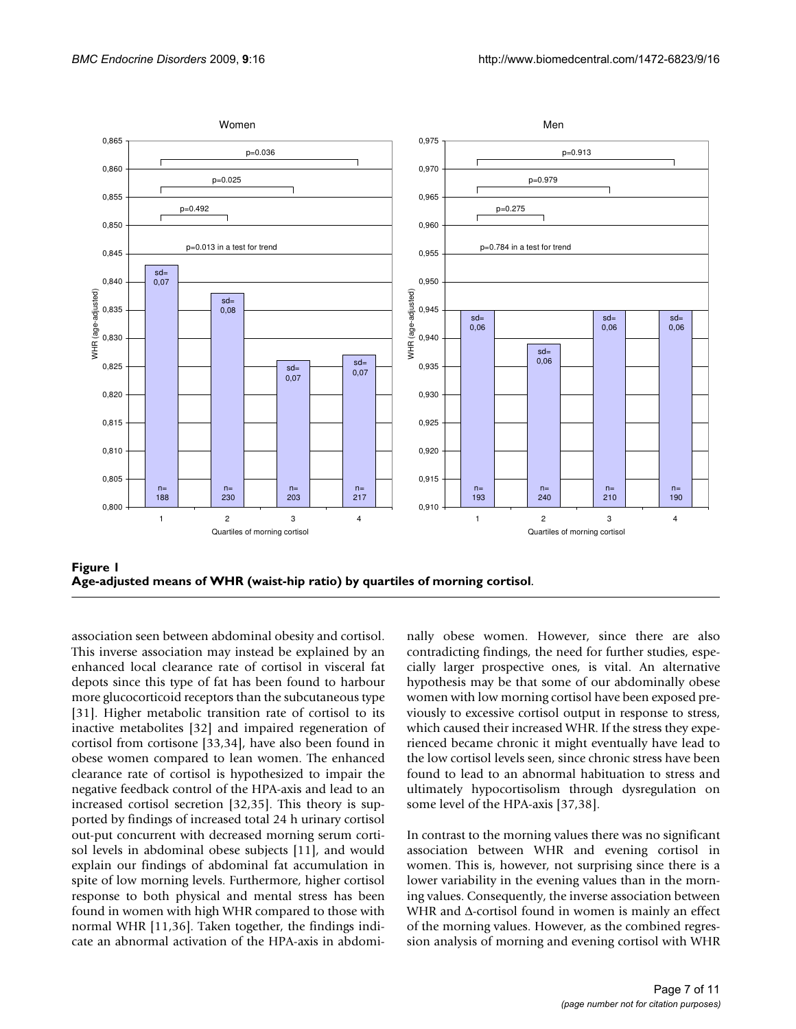**Figure 1**
**Age-adjusted means of WHR (waist-hip ratio) by quartiles of morning cortisol**.

association seen between abdominal obesity and cortisol. This inverse association may instead be explained by an enhanced local clearance rate of cortisol in visceral fat depots since this type of fat has been found to harbour more glucocorticoid receptors than the subcutaneous type [31]. Higher metabolic transition rate of cortisol to its inactive metabolites [32] and impaired regeneration of cortisol from cortisone [33,34], have also been found in obese women compared to lean women. The enhanced clearance rate of cortisol is hypothesized to impair the negative feedback control of the HPA-axis and lead to an increased cortisol secretion [32,35]. This theory is supported by findings of increased total 24 h urinary cortisol out-put concurrent with decreased morning serum cortisol levels in abdominal obese subjects [11], and would explain our findings of abdominal fat accumulation in spite of low morning levels. Furthermore, higher cortisol response to both physical and mental stress has been found in women with high WHR compared to those with normal WHR [11,36]. Taken together, the findings indicate an abnormal activation of the HPA-axis in abdominally obese women. However, since there are also contradicting findings, the need for further studies, especially larger prospective ones, is vital. An alternative hypothesis may be that some of our abdominally obese women with low morning cortisol have been exposed previously to excessive cortisol output in response to stress, which caused their increased WHR. If the stress they experienced became chronic it might eventually have lead to the low cortisol levels seen, since chronic stress have been found to lead to an abnormal habituation to stress and ultimately hypocortisolism through dysregulation on some level of the HPA-axis [37,38].

In contrast to the morning values there was no significant association between WHR and evening cortisol in women. This is, however, not surprising since there is a lower variability in the evening values than in the morning values. Consequently, the inverse association between WHR and Δ-cortisol found in women is mainly an effect of the morning values. However, as the combined regression analysis of morning and evening cortisol with WHR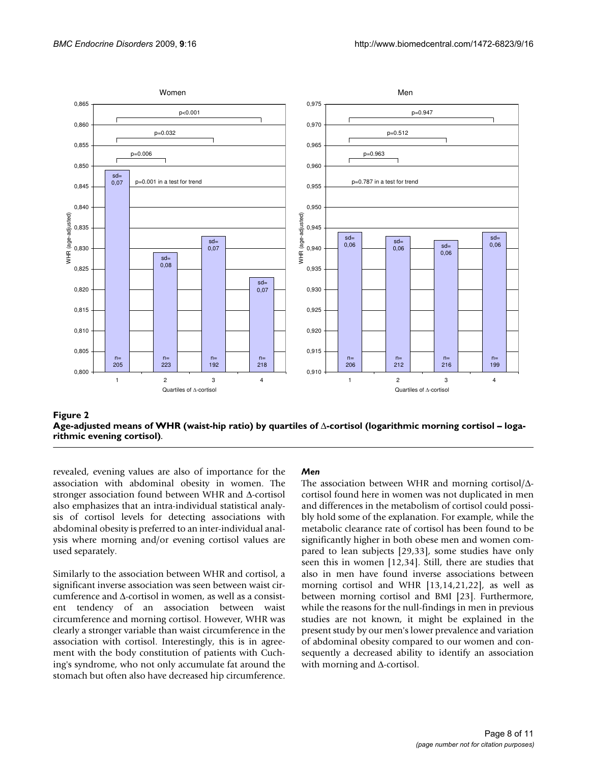**Figure 2**
**Age-adjusted means of WHR (waist-hip ratio) by quartiles of Δ-cortisol (logarithmic morning cortisol – logarithmic evening cortisol)**.

revealed, evening values are also of importance for the association with abdominal obesity in women. The stronger association found between WHR and Δ-cortisol also emphasizes that an intra-individual statistical analysis of cortisol levels for detecting associations with abdominal obesity is preferred to an inter-individual analysis where morning and/or evening cortisol values are used separately.

Similarly to the association between WHR and cortisol, a significant inverse association was seen between waist circumference and Δ-cortisol in women, as well as a consistent tendency of an association between waist circumference and morning cortisol. However, WHR was clearly a stronger variable than waist circumference in the association with cortisol. Interestingly, this is in agreement with the body constitution of patients with Cuching's syndrome, who not only accumulate fat around the stomach but often also have decreased hip circumference.

### *Men*

The association between WHR and morning cortisol/Δ-cortisol found here in women was not duplicated in men and differences in the metabolism of cortisol could possibly hold some of the explanation. For example, while the metabolic clearance rate of cortisol has been found to be significantly higher in both obese men and women compared to lean subjects [29,33], some studies have only seen this in women [12,34]. Still, there are studies that also in men have found inverse associations between morning cortisol and WHR [13,14,21,22], as well as between morning cortisol and BMI [23]. Furthermore, while the reasons for the null-findings in men in previous studies are not known, it might be explained in the present study by our men's lower prevalence and variation of abdominal obesity compared to our women and consequently a decreased ability to identify an association with morning and Δ-cortisol.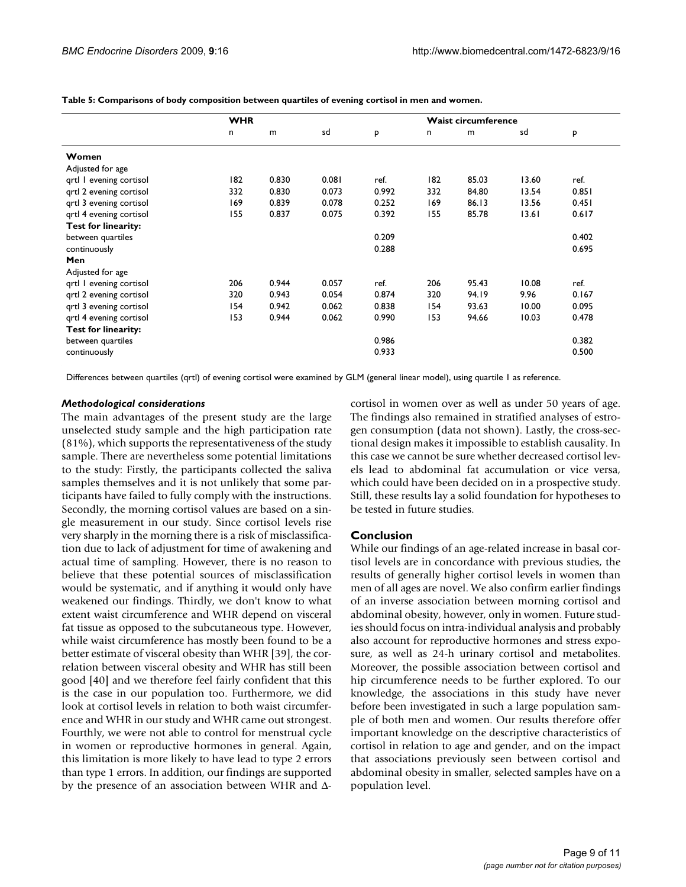**Table 5: Comparisons of body composition between quartiles of evening cortisol in men and women.**

| | WHR | | | | Waist circumference | | | |
|---|---|---|---|---|---|---|---|---|
| | n | m | sd | p | n | m | sd | p |
| **Women** | | | | | | | | |
| Adjusted for age | | | | | | | | |
| qrtl 1 evening cortisol | 182 | 0.830 | 0.081 | ref. | 182 | 85.03 | 13.60 | ref. |
| qrtl 2 evening cortisol | 332 | 0.830 | 0.073 | 0.992 | 332 | 84.80 | 13.54 | 0.851 |
| qrtl 3 evening cortisol | 169 | 0.839 | 0.078 | 0.252 | 169 | 86.13 | 13.56 | 0.451 |
| qrtl 4 evening cortisol | 155 | 0.837 | 0.075 | 0.392 | 155 | 85.78 | 13.61 | 0.617 |
| **Test for linearity:** | | | | | | | | |
| between quartiles | | | | 0.209 | | | | 0.402 |
| continuously | | | | 0.288 | | | | 0.695 |
| **Men** | | | | | | | | |
| Adjusted for age | | | | | | | | |
| qrtl 1 evening cortisol | 206 | 0.944 | 0.057 | ref. | 206 | 95.43 | 10.08 | ref. |
| qrtl 2 evening cortisol | 320 | 0.943 | 0.054 | 0.874 | 320 | 94.19 | 9.96 | 0.167 |
| qrtl 3 evening cortisol | 154 | 0.942 | 0.062 | 0.838 | 154 | 93.63 | 10.00 | 0.095 |
| qrtl 4 evening cortisol | 153 | 0.944 | 0.062 | 0.990 | 153 | 94.66 | 10.03 | 0.478 |
| **Test for linearity:** | | | | | | | | |
| between quartiles | | | | 0.986 | | | | 0.382 |
| continuously | | | | 0.933 | | | | 0.500 |

Differences between quartiles (qrtl) of evening cortisol were examined by GLM (general linear model), using quartile 1 as reference.

### *Methodological considerations*

The main advantages of the present study are the large unselected study sample and the high participation rate (81%), which supports the representativeness of the study sample. There are nevertheless some potential limitations to the study: Firstly, the participants collected the saliva samples themselves and it is not unlikely that some participants have failed to fully comply with the instructions. Secondly, the morning cortisol values are based on a single measurement in our study. Since cortisol levels rise very sharply in the morning there is a risk of misclassification due to lack of adjustment for time of awakening and actual time of sampling. However, there is no reason to believe that these potential sources of misclassification would be systematic, and if anything it would only have weakened our findings. Thirdly, we don't know to what extent waist circumference and WHR depend on visceral fat tissue as opposed to the subcutaneous type. However, while waist circumference has mostly been found to be a better estimate of visceral obesity than WHR [39], the correlation between visceral obesity and WHR has still been good [40] and we therefore feel fairly confident that this is the case in our population too. Furthermore, we did look at cortisol levels in relation to both waist circumference and WHR in our study and WHR came out strongest. Fourthly, we were not able to control for menstrual cycle in women or reproductive hormones in general. Again, this limitation is more likely to have lead to type 2 errors than type 1 errors. In addition, our findings are supported by the presence of an association between WHR and Δ-cortisol in women over as well as under 50 years of age. The findings also remained in stratified analyses of estrogen consumption (data not shown). Lastly, the cross-sectional design makes it impossible to establish causality. In this case we cannot be sure whether decreased cortisol levels lead to abdominal fat accumulation or vice versa, which could have been decided on in a prospective study. Still, these results lay a solid foundation for hypotheses to be tested in future studies.

## Conclusion

While our findings of an age-related increase in basal cortisol levels are in concordance with previous studies, the results of generally higher cortisol levels in women than men of all ages are novel. We also confirm earlier findings of an inverse association between morning cortisol and abdominal obesity, however, only in women. Future studies should focus on intra-individual analysis and probably also account for reproductive hormones and stress exposure, as well as 24-h urinary cortisol and metabolites. Moreover, the possible association between cortisol and hip circumference needs to be further explored. To our knowledge, the associations in this study have never before been investigated in such a large population sample of both men and women. Our results therefore offer important knowledge on the descriptive characteristics of cortisol in relation to age and gender, and on the impact that associations previously seen between cortisol and abdominal obesity in smaller, selected samples have on a population level.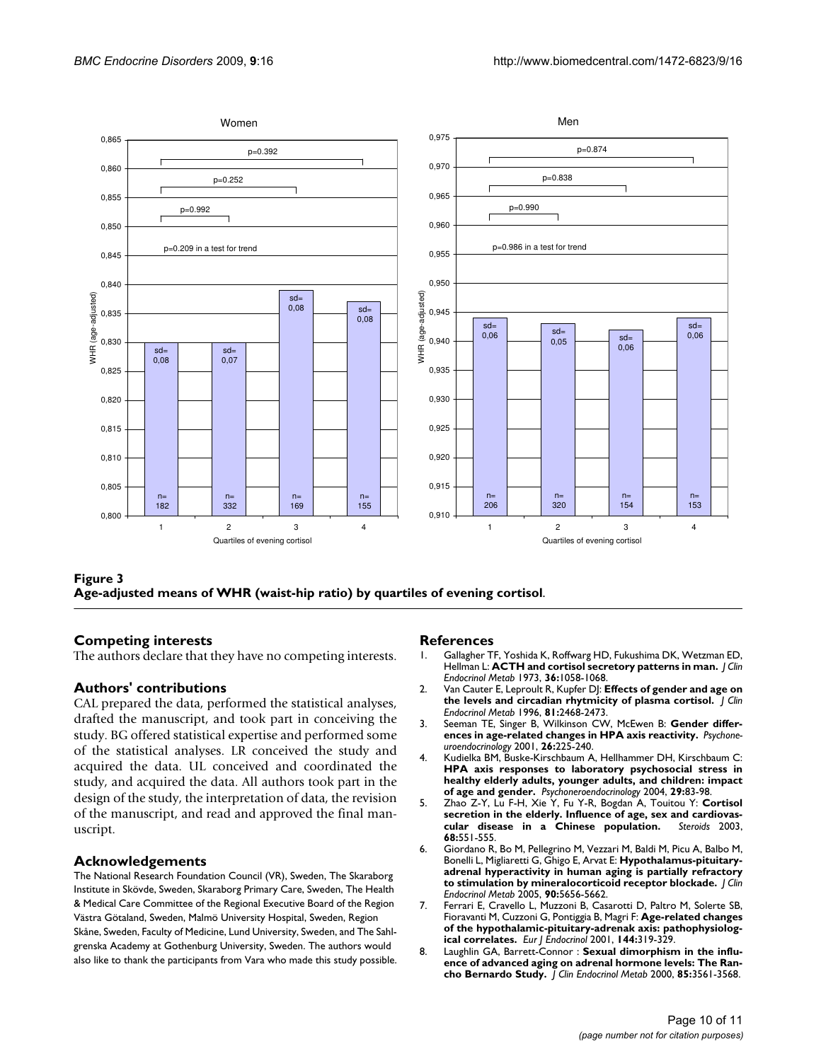**Figure 3**
**Age-adjusted means of WHR (waist-hip ratio) by quartiles of evening cortisol**.

## Competing interests

The authors declare that they have no competing interests.

## Authors' contributions

CAL prepared the data, performed the statistical analyses, drafted the manuscript, and took part in conceiving the study. BG offered statistical expertise and performed some of the statistical analyses. LR conceived the study and acquired the data. UL conceived and coordinated the study, and acquired the data. All authors took part in the design of the study, the interpretation of data, the revision of the manuscript, and read and approved the final manuscript.

## Acknowledgements

The National Research Foundation Council (VR), Sweden, The Skaraborg Institute in Skövde, Sweden, Skaraborg Primary Care, Sweden, The Health & Medical Care Committee of the Regional Executive Board of the Region Västra Götaland, Sweden, Malmö University Hospital, Sweden, Region Skåne, Sweden, Faculty of Medicine, Lund University, Sweden, and The Sahlgrenska Academy at Gothenburg University, Sweden. The authors would also like to thank the participants from Vara who made this study possible.

## References

1. Gallagher TF, Yoshida K, Roffwarg HD, Fukushima DK, Wetzman ED, Hellman L: **ACTH and cortisol secretory patterns in man.** *J Clin Endocrinol Metab* 1973, **36:**1058-1068.
2. Van Cauter E, Leproult R, Kupfer DJ: **Effects of gender and age on the levels and circadian rhytmicity of plasma cortisol.** *J Clin Endocrinol Metab* 1996, **81:**2468-2473.
3. Seeman TE, Singer B, Wilkinson CW, McEwen B: **Gender differences in age-related changes in HPA axis reactivity.** *Psychoneuroendocrinology* 2001, **26:**225-240.
4. Kudielka BM, Buske-Kirschbaum A, Hellhammer DH, Kirschbaum C: **HPA axis responses to laboratory psychosocial stress in healthy elderly adults, younger adults, and children: impact of age and gender.** *Psychoneroendocrinology* 2004, **29:**83-98.
5. Zhao Z-Y, Lu F-H, Xie Y, Fu Y-R, Bogdan A, Touitou Y: **Cortisol secretion in the elderly. Influence of age, sex and cardiovascular disease in a Chinese population.** *Steroids* 2003, **68:**551-555.
6. Giordano R, Bo M, Pellegrino M, Vezzari M, Baldi M, Picu A, Balbo M, Bonelli L, Migliaretti G, Ghigo E, Arvat E: **Hypothalamus-pituitary-adrenal hyperactivity in human aging is partially refractory to stimulation by mineralocorticoid receptor blockade.** *J Clin Endocrinol Metab* 2005, **90:**5656-5662.
7. Ferrari E, Cravello L, Muzzoni B, Casarotti D, Paltro M, Solerte SB, Fioravanti M, Cuzzoni G, Pontiggia B, Magri F: **Age-related changes of the hypothalamic-pituitary-adrenak axis: pathophysiological correlates.** *Eur J Endocrinol* 2001, **144:**319-329.
8. Laughlin GA, Barrett-Connor : **Sexual dimorphism in the influence of advanced aging on adrenal hormone levels: The Rancho Bernardo Study.** *J Clin Endocrinol Metab* 2000, **85:**3561-3568.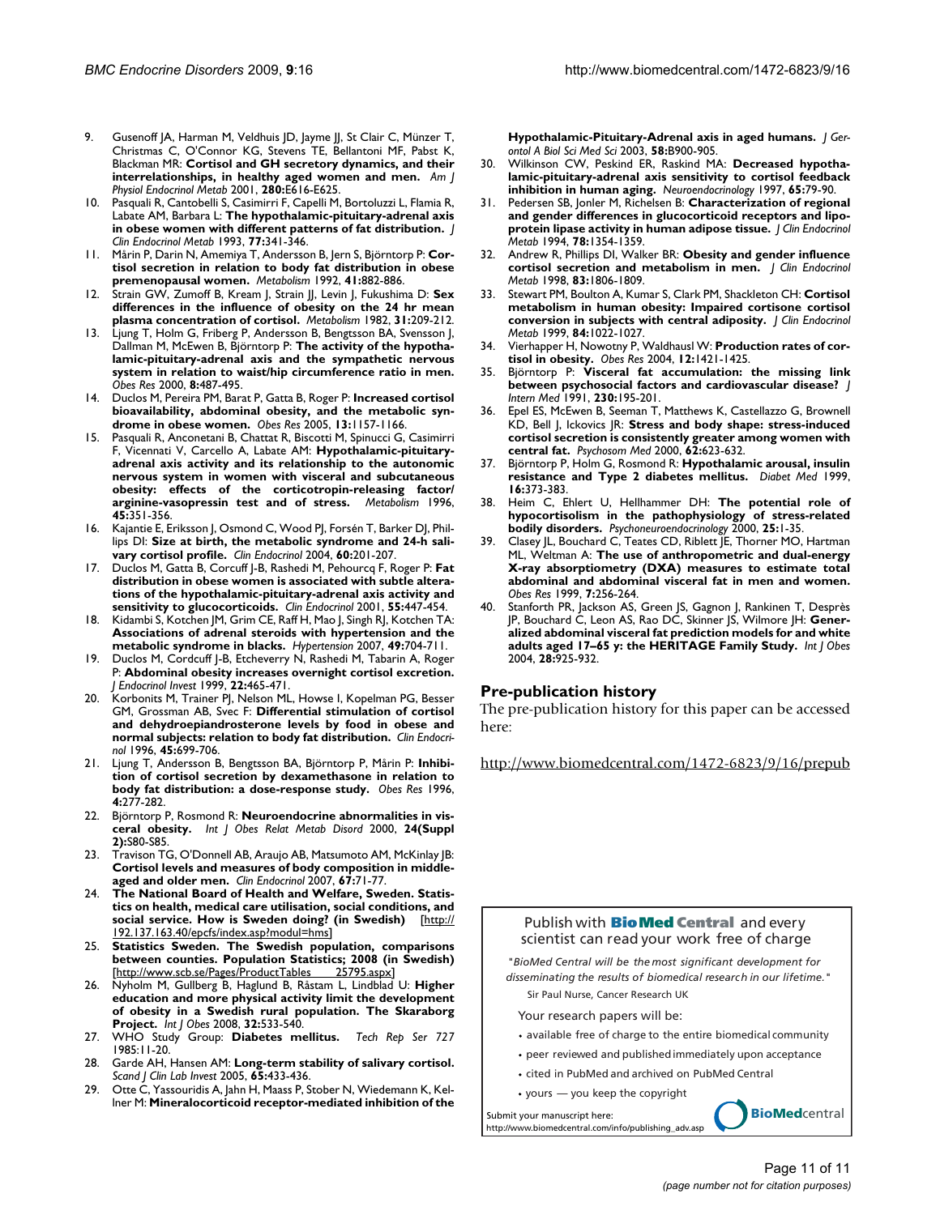9. Gusenoff JA, Harman M, Veldhuis JD, Jayme JJ, St Clair C, Münzer T, Christmas C, O'Connor KG, Stevens TE, Bellantoni MF, Pabst K, Blackman MR: **Cortisol and GH secretory dynamics, and their interrelationships, in healthy aged women and men.** *Am J Physiol Endocrinol Metab* 2001, **280:**E616-E625.
10. Pasquali R, Cantobelli S, Casimirri F, Capelli M, Bortoluzzi L, Flamia R, Labate AM, Barbara L: **The hypothalamic-pituitary-adrenal axis in obese women with different patterns of fat distribution.** *J Clin Endocrinol Metab* 1993, **77:**341-346.
11. Mårin P, Darin N, Amemiya T, Andersson B, Jern S, Björntorp P: **Cortisol secretion in relation to body fat distribution in obese premenopausal women.** *Metabolism* 1992, **41:**882-886.
12. Strain GW, Zumoff B, Kream J, Strain JJ, Levin J, Fukushima D: **Sex differences in the influence of obesity on the 24 hr mean plasma concentration of cortisol.** *Metabolism* 1982, **31:**209-212.
13. Ljung T, Holm G, Friberg P, Andersson B, Bengtsson BA, Svensson J, Dallman M, McEwen B, Björntorp P: **The activity of the hypothalamic-pituitary-adrenal axis and the sympathetic nervous system in relation to waist/hip circumference ratio in men.** *Obes Res* 2000, **8:**487-495.
14. Duclos M, Pereira PM, Barat P, Gatta B, Roger P: **Increased cortisol bioavailability, abdominal obesity, and the metabolic syndrome in obese women.** *Obes Res* 2005, **13:**1157-1166.
15. Pasquali R, Anconetani B, Chattat R, Biscotti M, Spinucci G, Casimirri F, Vicennati V, Carcello A, Labate AM: **Hypothalamic-pituitary-adrenal axis activity and its relationship to the autonomic nervous system in women with visceral and subcutaneous obesity: effects of the corticotropin-releasing factor/arginine-vasopressin test and of stress.** *Metabolism* 1996, **45:**351-356.
16. Kajantie E, Eriksson J, Osmond C, Wood PJ, Forsén T, Barker DJ, Phillips DI: **Size at birth, the metabolic syndrome and 24-h salivary cortisol profile.** *Clin Endocrinol* 2004, **60:**201-207.
17. Duclos M, Gatta B, Corcuff J-B, Rashedi M, Pehourcq F, Roger P: **Fat distribution in obese women is associated with subtle alterations of the hypothalamic-pituitary-adrenal axis activity and sensitivity to glucocorticoids.** *Clin Endocrinol* 2001, **55:**447-454.
18. Kidambi S, Kotchen JM, Grim CE, Raff H, Mao J, Singh RJ, Kotchen TA: **Associations of adrenal steroids with hypertension and the metabolic syndrome in blacks.** *Hypertension* 2007, **49:**704-711.
19. Duclos M, Cordcuff J-B, Etcheverry N, Rashedi M, Tabarin A, Roger P: **Abdominal obesity increases overnight cortisol excretion.** *J Endocrinol Invest* 1999, **22:**465-471.
20. Korbonits M, Trainer PJ, Nelson ML, Howse I, Kopelman PG, Besser GM, Grossman AB, Svec F: **Differential stimulation of cortisol and dehydroepiandrosterone levels by food in obese and normal subjects: relation to body fat distribution.** *Clin Endocrinol* 1996, **45:**699-706.
21. Ljung T, Andersson B, Bengtsson BA, Björntorp P, Mårin P: **Inhibition of cortisol secretion by dexamethasone in relation to body fat distribution: a dose-response study.** *Obes Res* 1996, **4:**277-282.
22. Björntorp P, Rosmond R: **Neuroendocrine abnormalities in visceral obesity.** *Int J Obes Relat Metab Disord* 2000, **24(Suppl 2):**S80-S85.
23. Travison TG, O'Donnell AB, Araujo AB, Matsumoto AM, McKinlay JB: **Cortisol levels and measures of body composition in middle-aged and older men.** *Clin Endocrinol* 2007, **67:**71-77.
24. **The National Board of Health and Welfare, Sweden. Statistics on health, medical care utilisation, social conditions, and social service. How is Sweden doing? (in Swedish)** [http://192.137.163.40/epcfs/index.asp?modul=hms]
25. **Statistics Sweden. The Swedish population, comparisons between counties. Population Statistics; 2008 (in Swedish)** [http://www.scb.se/Pages/ProductTables____25795.aspx]
26. Nyholm M, Gullberg B, Haglund B, Råstam L, Lindblad U: **Higher education and more physical activity limit the development of obesity in a Swedish rural population. The Skaraborg Project.** *Int J Obes* 2008, **32:**533-540.
27. WHO Study Group: **Diabetes mellitus.** *Tech Rep Ser 727* 1985:11-20.
28. Garde AH, Hansen AM: **Long-term stability of salivary cortisol.** *Scand J Clin Lab Invest* 2005, **65:**433-436.
29. Otte C, Yassouridis A, Jahn H, Maass P, Stober N, Wiedemann K, Kellner M: **Mineralocorticoid receptor-mediated inhibition of the Hypothalamic-Pituitary-Adrenal axis in aged humans.** *J Gerontol A Biol Sci Med Sci* 2003, **58:**B900-905.
30. Wilkinson CW, Peskind ER, Raskind MA: **Decreased hypothalamic-pituitary-adrenal axis sensitivity to cortisol feedback inhibition in human aging.** *Neuroendocrinology* 1997, **65:**79-90.
31. Pedersen SB, Jonler M, Richelsen B: **Characterization of regional and gender differences in glucocorticoid receptors and lipoprotein lipase activity in human adipose tissue.** *J Clin Endocrinol Metab* 1994, **78:**1354-1359.
32. Andrew R, Phillips DI, Walker BR: **Obesity and gender influence cortisol secretion and metabolism in men.** *J Clin Endocrinol Metab* 1998, **83:**1806-1809.
33. Stewart PM, Boulton A, Kumar S, Clark PM, Shackleton CH: **Cortisol metabolism in human obesity: Impaired cortisone cortisol conversion in subjects with central adiposity.** *J Clin Endocrinol Metab* 1999, **84:**1022-1027.
34. Vierhapper H, Nowotny P, Waldhausl W: **Production rates of cortisol in obesity.** *Obes Res* 2004, **12:**1421-1425.
35. Björntorp P: **Visceral fat accumulation: the missing link between psychosocial factors and cardiovascular disease?** *J Intern Med* 1991, **230:**195-201.
36. Epel ES, McEwen B, Seeman T, Matthews K, Castellazzo G, Brownell KD, Bell J, Ickovics JR: **Stress and body shape: stress-induced cortisol secretion is consistently greater among women with central fat.** *Psychosom Med* 2000, **62:**623-632.
37. Björntorp P, Holm G, Rosmond R: **Hypothalamic arousal, insulin resistance and Type 2 diabetes mellitus.** *Diabet Med* 1999, **16:**373-383.
38. Heim C, Ehlert U, Hellhammer DH: **The potential role of hypocortisolism in the pathophysiology of stress-related bodily disorders.** *Psychoneuroendocrinology* 2000, **25:**1-35.
39. Clasey JL, Bouchard C, Teates CD, Riblett JE, Thorner MO, Hartman ML, Weltman A: **The use of anthropometric and dual-energy X-ray absorptiometry (DXA) measures to estimate total abdominal and abdominal visceral fat in men and women.** *Obes Res* 1999, **7:**256-264.
40. Stanforth PR, Jackson AS, Green JS, Gagnon J, Rankinen T, Desprès JP, Bouchard C, Leon AS, Rao DC, Skinner JS, Wilmore JH: **Generalized abdominal visceral fat prediction models for and white adults aged 17–65 y: the HERITAGE Family Study.** *Int J Obes* 2004, **28:**925-932.

## Pre-publication history

The pre-publication history for this paper can be accessed here:

http://www.biomedcentral.com/1472-6823/9/16/prepub

Publish with **BioMed Central** and every scientist can read your work free of charge

*"BioMed Central will be the most significant development for disseminating the results of biomedical research in our lifetime."*
Sir Paul Nurse, Cancer Research UK

Your research papers will be:

- available free of charge to the entire biomedical community
- peer reviewed and published immediately upon acceptance
- cited in PubMed and archived on PubMed Central
- yours — you keep the copyright

Submit your manuscript here:
http://www.biomedcentral.com/info/publishing_adv.asp

BioMedcentral